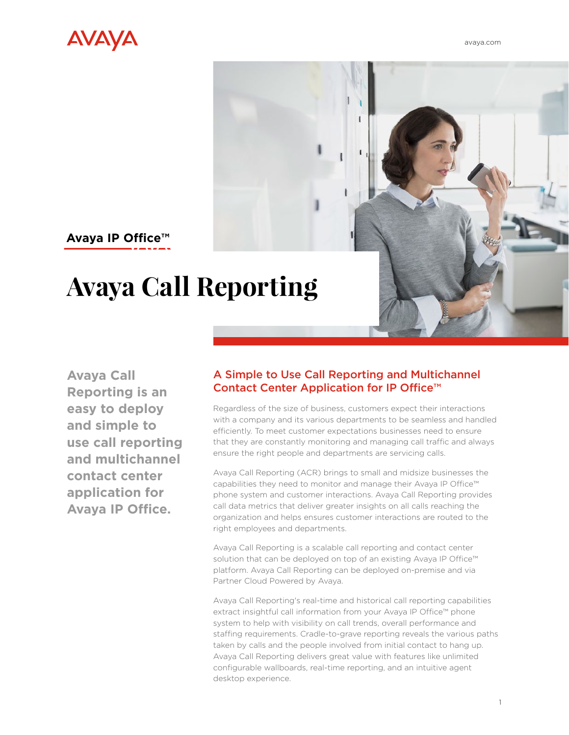Avaya IP Office™

# Avaya Call Reporting

**Avaya Call Reporting is an easy to deploy and simple to use call reporting and multichannel contact center application for Avaya IP Office.**

## A Simple to Use Call Reporting and Multichannel Contact Center Application for IP Office™

Regardless of the size of business, customers expect their interactions with a company and its various departments to be seamless and handled efficiently. To meet customer expectations businesses need to ensure that they are constantly monitoring and managing call traffic and always ensure the right people and departments are servicing calls.

Avaya Call Reporting (ACR) brings to small and midsize businesses the capabilities they need to monitor and manage their Avaya IP Office™ phone system and customer interactions. Avaya Call Reporting provides call data metrics that deliver greater insights on all calls reaching the organization and helps ensures customer interactions are routed to the right employees and departments.

Avaya Call Reporting is a scalable call reporting and contact center solution that can be deployed on top of an existing Avaya IP Office™ platform. Avaya Call Reporting can be deployed on-premise and via Partner Cloud Powered by Avaya.

Avaya Call Reporting's real-time and historical call reporting capabilities extract insightful call information from your Avaya IP Office™ phone system to help with visibility on call trends, overall performance and staffing requirements. Cradle-to-grave reporting reveals the various paths taken by calls and the people involved from initial contact to hang up. Avaya Call Reporting delivers great value with features like unlimited configurable wallboards, real-time reporting, and an intuitive agent desktop experience.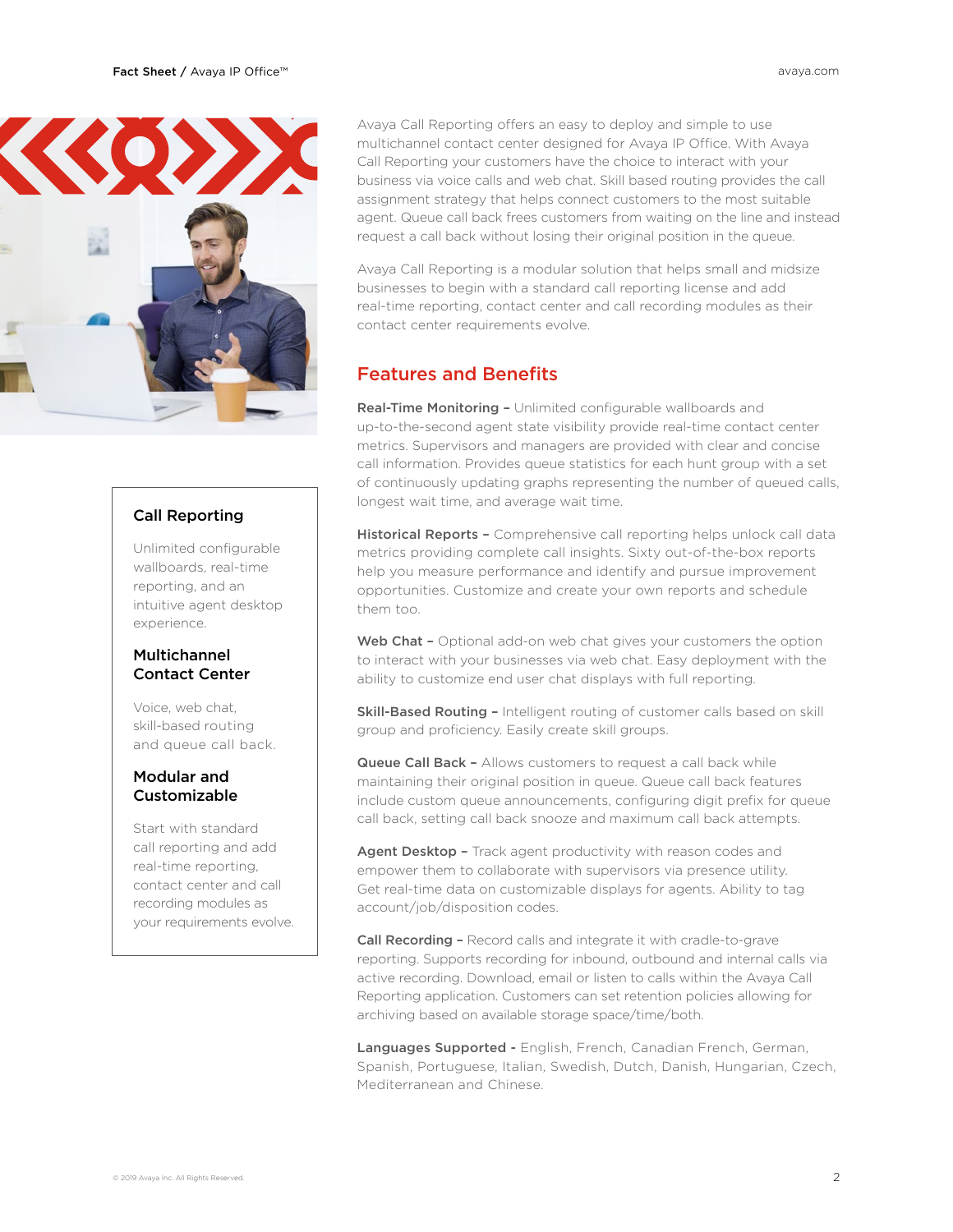Avaya Call Reporting offers an easy to deploy and simple to use multichannel contact center designed for Avaya IP Office. With Avaya Call Reporting your customers have the choice to interact with your business via voice calls and web chat. Skill based routing provides the call assignment strategy that helps connect customers to the most suitable agent. Queue call back frees customers from waiting on the line and instead request a call back without losing their original position in the queue.

Avaya Call Reporting is a modular solution that helps small and midsize businesses to begin with a standard call reporting license and add real-time reporting, contact center and call recording modules as their contact center requirements evolve.

### Call Reporting

Unlimited configurable wallboards, real-time reporting, and an intuitive agent desktop experience.

### Multichannel Contact Center

Voice, web chat, skill-based routing and queue call back.

### Modular and Customizable

Start with standard call reporting and add real-time reporting, contact center and call recording modules as your requirements evolve.

## Features and Benefits

**Real-Time Monitoring –** Unlimited configurable wallboards and up-to-the-second agent state visibility provide real-time contact center metrics. Supervisors and managers are provided with clear and concise call information. Provides queue statistics for each hunt group with a set of continuously updating graphs representing the number of queued calls, longest wait time, and average wait time.

**Historical Reports –** Comprehensive call reporting helps unlock call data metrics providing complete call insights. Sixty out-of-the-box reports help you measure performance and identify and pursue improvement opportunities. Customize and create your own reports and schedule them too.

**Web Chat –** Optional add-on web chat gives your customers the option to interact with your businesses via web chat. Easy deployment with the ability to customize end user chat displays with full reporting.

**Skill-Based Routing –** Intelligent routing of customer calls based on skill group and proficiency. Easily create skill groups.

**Queue Call Back –** Allows customers to request a call back while maintaining their original position in queue. Queue call back features include custom queue announcements, configuring digit prefix for queue call back, setting call back snooze and maximum call back attempts.

**Agent Desktop –** Track agent productivity with reason codes and empower them to collaborate with supervisors via presence utility. Get real-time data on customizable displays for agents. Ability to tag account/job/disposition codes.

**Call Recording –** Record calls and integrate it with cradle-to-grave reporting. Supports recording for inbound, outbound and internal calls via active recording. Download, email or listen to calls within the Avaya Call Reporting application. Customers can set retention policies allowing for archiving based on available storage space/time/both.

**Languages Supported -** English, French, Canadian French, German, Spanish, Portuguese, Italian, Swedish, Dutch, Danish, Hungarian, Czech, Mediterranean and Chinese.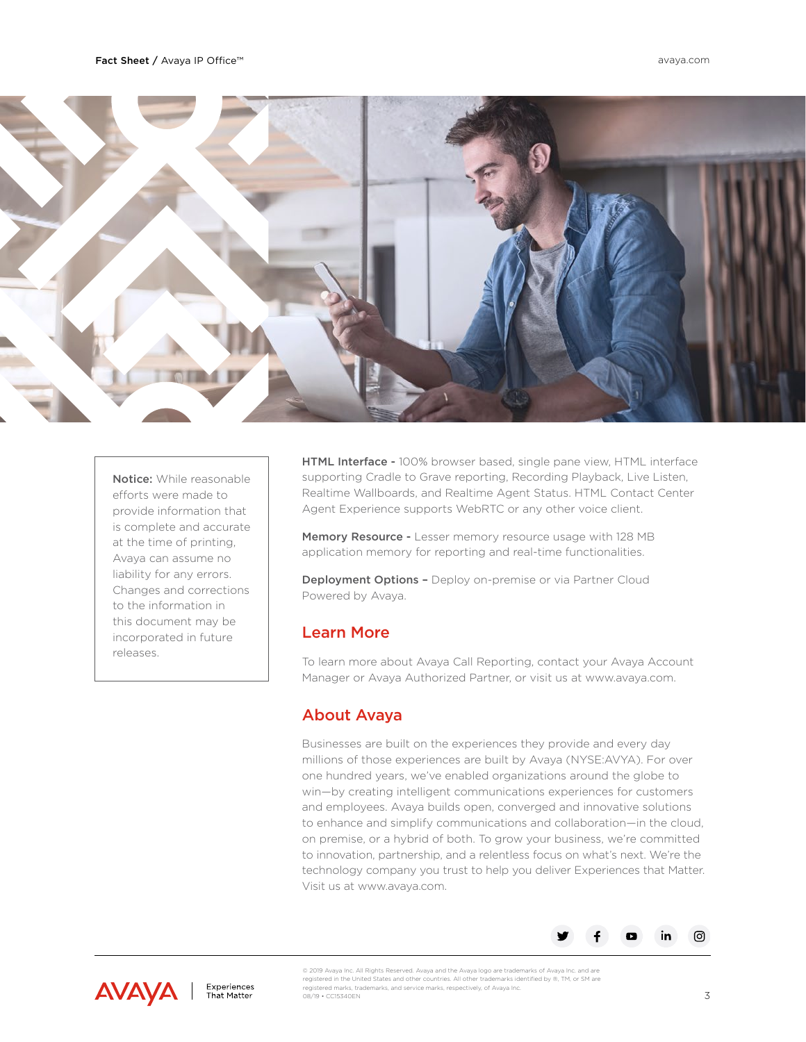**Notice:** While reasonable efforts were made to provide information that is complete and accurate at the time of printing, Avaya can assume no liability for any errors. Changes and corrections to the information in this document may be incorporated in future releases.

**HTML Interface -** 100% browser based, single pane view, HTML interface supporting Cradle to Grave reporting, Recording Playback, Live Listen, Realtime Wallboards, and Realtime Agent Status. HTML Contact Center Agent Experience supports WebRTC or any other voice client.

**Memory Resource -** Lesser memory resource usage with 128 MB application memory for reporting and real-time functionalities.

**Deployment Options –** Deploy on-premise or via Partner Cloud Powered by Avaya.

## Learn More

To learn more about Avaya Call Reporting, contact your Avaya Account Manager or Avaya Authorized Partner, or visit us at www.avaya.com.

## About Avaya

Businesses are built on the experiences they provide and every day millions of those experiences are built by Avaya (NYSE:AVYA). For over one hundred years, we've enabled organizations around the globe to win—by creating intelligent communications experiences for customers and employees. Avaya builds open, converged and innovative solutions to enhance and simplify communications and collaboration—in the cloud, on premise, or a hybrid of both. To grow your business, we're committed to innovation, partnership, and a relentless focus on what's next. We're the technology company you trust to help you deliver Experiences that Matter. Visit us at www.avaya.com.

AVAYA | Experiences That Matter

© 2019 Avaya Inc. All Rights Reserved. Avaya and the Avaya logo are trademarks of Avaya Inc. and are registered in the United States and other countries. All other trademarks identified by ®, TM, or SM are registered marks, trademarks, and service marks, respectively, of Avaya Inc.
08/19 • CC15340EN